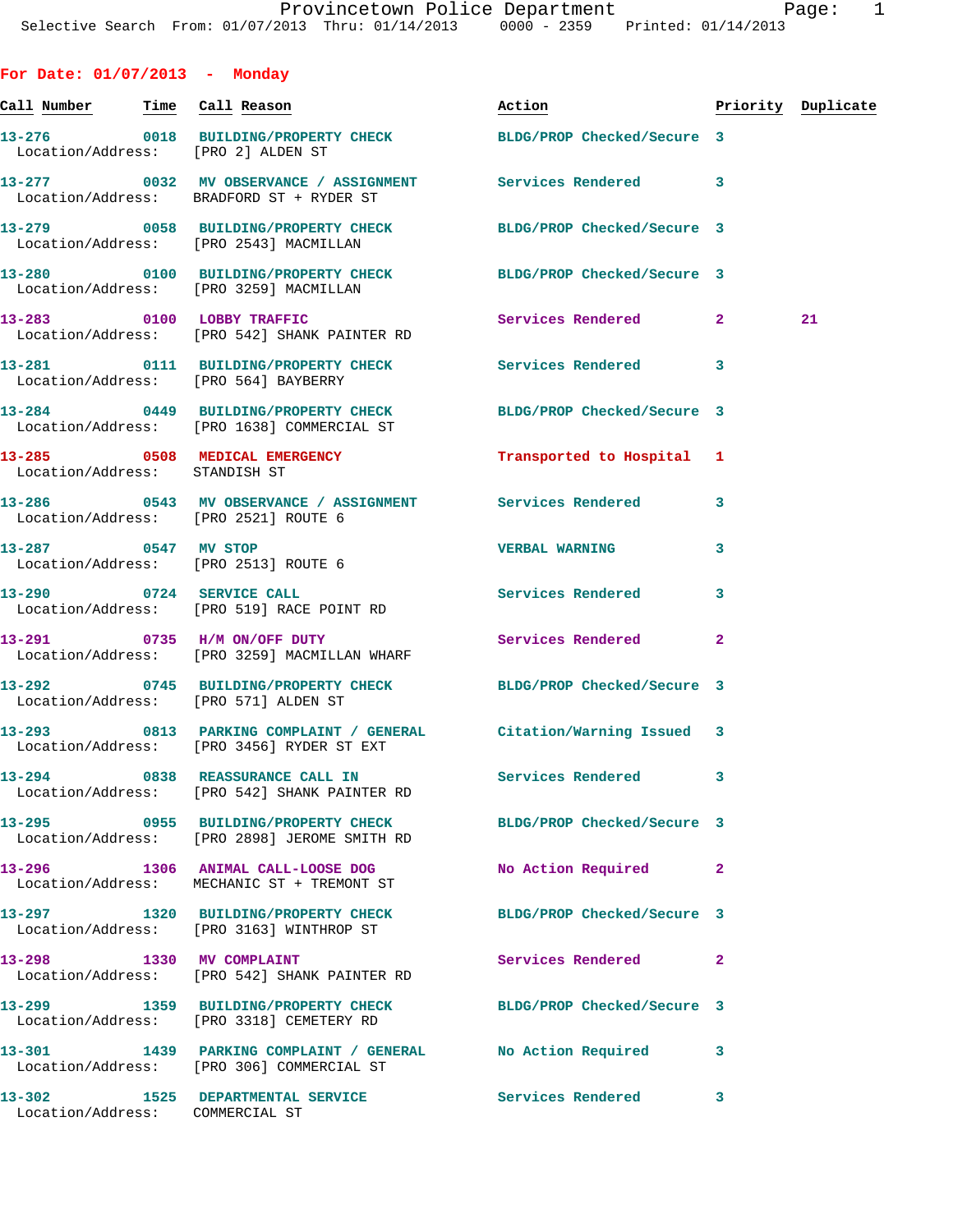Provincetown Police Department
Selective Search From: 01/07/2013 Thru: 01/14/2013 0000 - 2359 Printed: 01/14/2013

## For Date: 01/07/2013 - Monday

| Call Number | Time | Call Reason | Action | Priority | Duplicate |
|---|---|---|---|---|---|
| 13-276 | 0018 | BUILDING/PROPERTY CHECK | BLDG/PROP Checked/Secure | 3 | |
| Location/Address: | | [PRO 2] ALDEN ST | | | |
| 13-277 | 0032 | MV OBSERVANCE / ASSIGNMENT | Services Rendered | 3 | |
| Location/Address: | | BRADFORD ST + RYDER ST | | | |
| 13-279 | 0058 | BUILDING/PROPERTY CHECK | BLDG/PROP Checked/Secure | 3 | |
| Location/Address: | | [PRO 2543] MACMILLAN | | | |
| 13-280 | 0100 | BUILDING/PROPERTY CHECK | BLDG/PROP Checked/Secure | 3 | |
| Location/Address: | | [PRO 3259] MACMILLAN | | | |
| 13-283 | 0100 | LOBBY TRAFFIC | Services Rendered | 2 | 21 |
| Location/Address: | | [PRO 542] SHANK PAINTER RD | | | |
| 13-281 | 0111 | BUILDING/PROPERTY CHECK | Services Rendered | 3 | |
| Location/Address: | | [PRO 564] BAYBERRY | | | |
| 13-284 | 0449 | BUILDING/PROPERTY CHECK | BLDG/PROP Checked/Secure | 3 | |
| Location/Address: | | [PRO 1638] COMMERCIAL ST | | | |
| 13-285 | 0508 | MEDICAL EMERGENCY | Transported to Hospital | 1 | |
| Location/Address: | | STANDISH ST | | | |
| 13-286 | 0543 | MV OBSERVANCE / ASSIGNMENT | Services Rendered | 3 | |
| Location/Address: | | [PRO 2521] ROUTE 6 | | | |
| 13-287 | 0547 | MV STOP | VERBAL WARNING | 3 | |
| Location/Address: | | [PRO 2513] ROUTE 6 | | | |
| 13-290 | 0724 | SERVICE CALL | Services Rendered | 3 | |
| Location/Address: | | [PRO 519] RACE POINT RD | | | |
| 13-291 | 0735 | H/M ON/OFF DUTY | Services Rendered | 2 | |
| Location/Address: | | [PRO 3259] MACMILLAN WHARF | | | |
| 13-292 | 0745 | BUILDING/PROPERTY CHECK | BLDG/PROP Checked/Secure | 3 | |
| Location/Address: | | [PRO 571] ALDEN ST | | | |
| 13-293 | 0813 | PARKING COMPLAINT / GENERAL | Citation/Warning Issued | 3 | |
| Location/Address: | | [PRO 3456] RYDER ST EXT | | | |
| 13-294 | 0838 | REASSURANCE CALL IN | Services Rendered | 3 | |
| Location/Address: | | [PRO 542] SHANK PAINTER RD | | | |
| 13-295 | 0955 | BUILDING/PROPERTY CHECK | BLDG/PROP Checked/Secure | 3 | |
| Location/Address: | | [PRO 2898] JEROME SMITH RD | | | |
| 13-296 | 1306 | ANIMAL CALL-LOOSE DOG | No Action Required | 2 | |
| Location/Address: | | MECHANIC ST + TREMONT ST | | | |
| 13-297 | 1320 | BUILDING/PROPERTY CHECK | BLDG/PROP Checked/Secure | 3 | |
| Location/Address: | | [PRO 3163] WINTHROP ST | | | |
| 13-298 | 1330 | MV COMPLAINT | Services Rendered | 2 | |
| Location/Address: | | [PRO 542] SHANK PAINTER RD | | | |
| 13-299 | 1359 | BUILDING/PROPERTY CHECK | BLDG/PROP Checked/Secure | 3 | |
| Location/Address: | | [PRO 3318] CEMETERY RD | | | |
| 13-301 | 1439 | PARKING COMPLAINT / GENERAL | No Action Required | 3 | |
| Location/Address: | | [PRO 306] COMMERCIAL ST | | | |
| 13-302 | 1525 | DEPARTMENTAL SERVICE | Services Rendered | 3 | |
| Location/Address: | | COMMERCIAL ST | | | |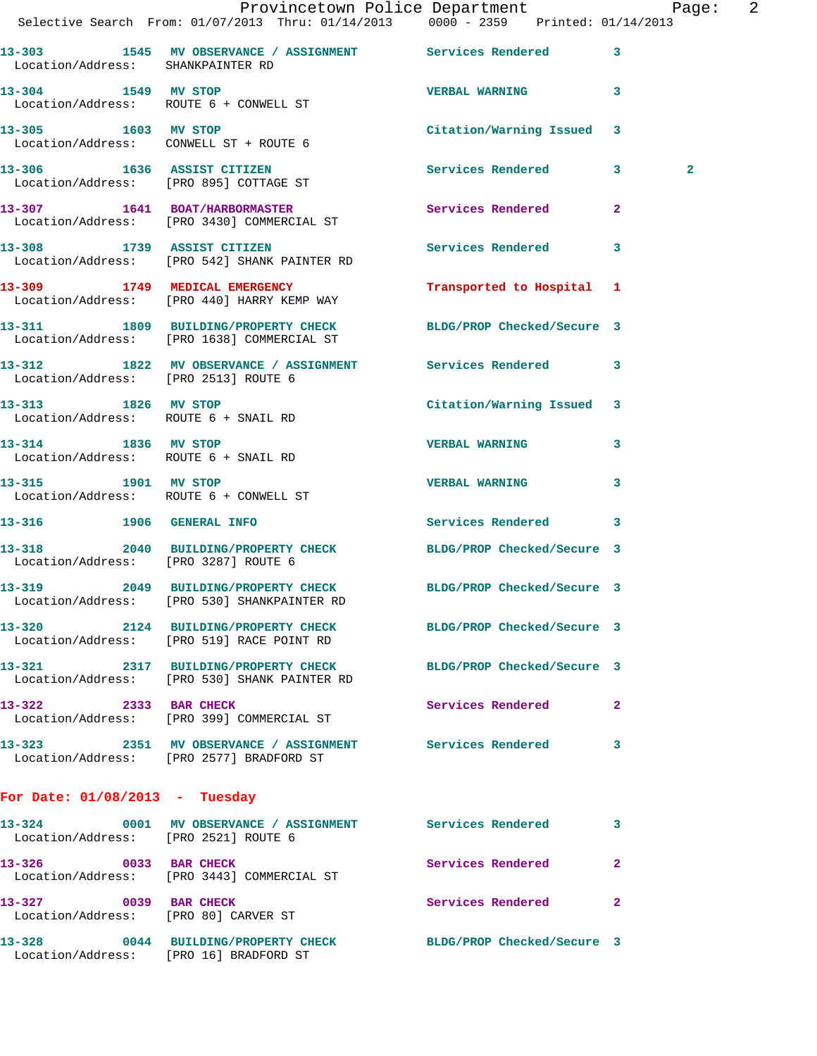13-303 1545 MV OBSERVANCE / ASSIGNMENT Services Rendered 3
Location/Address: SHANKPAINTER RD

13-304 1549 MV STOP VERBAL WARNING 3
Location/Address: ROUTE 6 + CONWELL ST

13-305 1603 MV STOP Citation/Warning Issued 3
Location/Address: CONWELL ST + ROUTE 6

13-306 1636 ASSIST CITIZEN Services Rendered 3 2
Location/Address: [PRO 895] COTTAGE ST

13-307 1641 BOAT/HARBORMASTER Services Rendered 2
Location/Address: [PRO 3430] COMMERCIAL ST

13-308 1739 ASSIST CITIZEN Services Rendered 3
Location/Address: [PRO 542] SHANK PAINTER RD

13-309 1749 MEDICAL EMERGENCY Transported to Hospital 1
Location/Address: [PRO 440] HARRY KEMP WAY

13-311 1809 BUILDING/PROPERTY CHECK BLDG/PROP Checked/Secure 3
Location/Address: [PRO 1638] COMMERCIAL ST

13-312 1822 MV OBSERVANCE / ASSIGNMENT Services Rendered 3
Location/Address: [PRO 2513] ROUTE 6

13-313 1826 MV STOP Citation/Warning Issued 3
Location/Address: ROUTE 6 + SNAIL RD

13-314 1836 MV STOP VERBAL WARNING 3
Location/Address: ROUTE 6 + SNAIL RD

13-315 1901 MV STOP VERBAL WARNING 3
Location/Address: ROUTE 6 + CONWELL ST

13-316 1906 GENERAL INFO Services Rendered 3

13-318 2040 BUILDING/PROPERTY CHECK BLDG/PROP Checked/Secure 3
Location/Address: [PRO 3287] ROUTE 6

13-319 2049 BUILDING/PROPERTY CHECK BLDG/PROP Checked/Secure 3
Location/Address: [PRO 530] SHANKPAINTER RD

13-320 2124 BUILDING/PROPERTY CHECK BLDG/PROP Checked/Secure 3
Location/Address: [PRO 519] RACE POINT RD

13-321 2317 BUILDING/PROPERTY CHECK BLDG/PROP Checked/Secure 3
Location/Address: [PRO 530] SHANK PAINTER RD

13-322 2333 BAR CHECK Services Rendered 2
Location/Address: [PRO 399] COMMERCIAL ST

13-323 2351 MV OBSERVANCE / ASSIGNMENT Services Rendered 3
Location/Address: [PRO 2577] BRADFORD ST

**For Date: 01/08/2013 - Tuesday**

13-324 0001 MV OBSERVANCE / ASSIGNMENT Services Rendered 3
Location/Address: [PRO 2521] ROUTE 6

13-326 0033 BAR CHECK Services Rendered 2
Location/Address: [PRO 3443] COMMERCIAL ST

13-327 0039 BAR CHECK Services Rendered 2
Location/Address: [PRO 80] CARVER ST

13-328 0044 BUILDING/PROPERTY CHECK BLDG/PROP Checked/Secure 3
Location/Address: [PRO 16] BRADFORD ST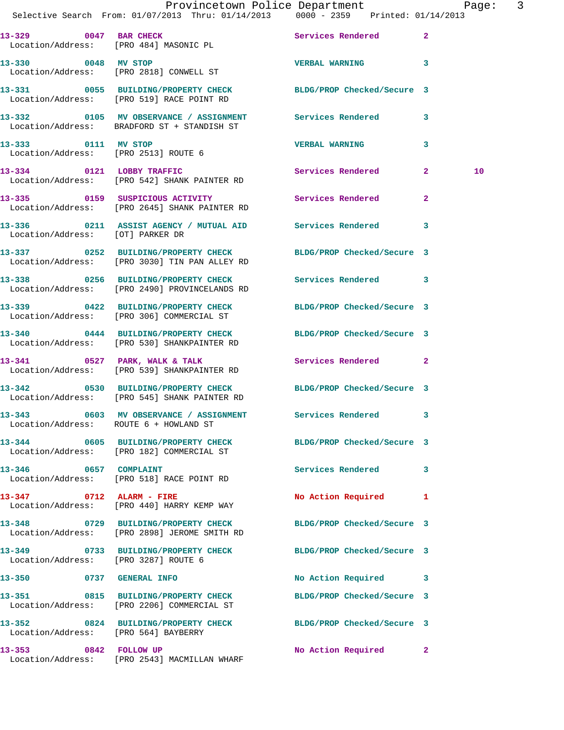Provincetown Police Department

Selective Search From: 01/07/2013 Thru: 01/14/2013 0000 - 2359 Printed: 01/14/2013

13-329 0047 BAR CHECK Services Rendered 2
Location/Address: [PRO 484] MASONIC PL

13-330 0048 MV STOP VERBAL WARNING 3
Location/Address: [PRO 2818] CONWELL ST

13-331 0055 BUILDING/PROPERTY CHECK BLDG/PROP Checked/Secure 3
Location/Address: [PRO 519] RACE POINT RD

13-332 0105 MV OBSERVANCE / ASSIGNMENT Services Rendered 3
Location/Address: BRADFORD ST + STANDISH ST

13-333 0111 MV STOP VERBAL WARNING 3
Location/Address: [PRO 2513] ROUTE 6

13-334 0121 LOBBY TRAFFIC Services Rendered 2 10
Location/Address: [PRO 542] SHANK PAINTER RD

13-335 0159 SUSPICIOUS ACTIVITY Services Rendered 2
Location/Address: [PRO 2645] SHANK PAINTER RD

13-336 0211 ASSIST AGENCY / MUTUAL AID Services Rendered 3
Location/Address: [OT] PARKER DR

13-337 0252 BUILDING/PROPERTY CHECK BLDG/PROP Checked/Secure 3
Location/Address: [PRO 3030] TIN PAN ALLEY RD

13-338 0256 BUILDING/PROPERTY CHECK Services Rendered 3
Location/Address: [PRO 2490] PROVINCELANDS RD

13-339 0422 BUILDING/PROPERTY CHECK BLDG/PROP Checked/Secure 3
Location/Address: [PRO 306] COMMERCIAL ST

13-340 0444 BUILDING/PROPERTY CHECK BLDG/PROP Checked/Secure 3
Location/Address: [PRO 530] SHANKPAINTER RD

13-341 0527 PARK, WALK & TALK Services Rendered 2
Location/Address: [PRO 539] SHANKPAINTER RD

13-342 0530 BUILDING/PROPERTY CHECK BLDG/PROP Checked/Secure 3
Location/Address: [PRO 545] SHANK PAINTER RD

13-343 0603 MV OBSERVANCE / ASSIGNMENT Services Rendered 3
Location/Address: ROUTE 6 + HOWLAND ST

13-344 0605 BUILDING/PROPERTY CHECK BLDG/PROP Checked/Secure 3
Location/Address: [PRO 182] COMMERCIAL ST

13-346 0657 COMPLAINT Services Rendered 3
Location/Address: [PRO 518] RACE POINT RD

13-347 0712 ALARM - FIRE No Action Required 1
Location/Address: [PRO 440] HARRY KEMP WAY

13-348 0729 BUILDING/PROPERTY CHECK BLDG/PROP Checked/Secure 3
Location/Address: [PRO 2898] JEROME SMITH RD

13-349 0733 BUILDING/PROPERTY CHECK BLDG/PROP Checked/Secure 3
Location/Address: [PRO 3287] ROUTE 6

13-350 0737 GENERAL INFO No Action Required 3

13-351 0815 BUILDING/PROPERTY CHECK BLDG/PROP Checked/Secure 3
Location/Address: [PRO 2206] COMMERCIAL ST

13-352 0824 BUILDING/PROPERTY CHECK BLDG/PROP Checked/Secure 3
Location/Address: [PRO 564] BAYBERRY

13-353 0842 FOLLOW UP No Action Required 2
Location/Address: [PRO 2543] MACMILLAN WHARF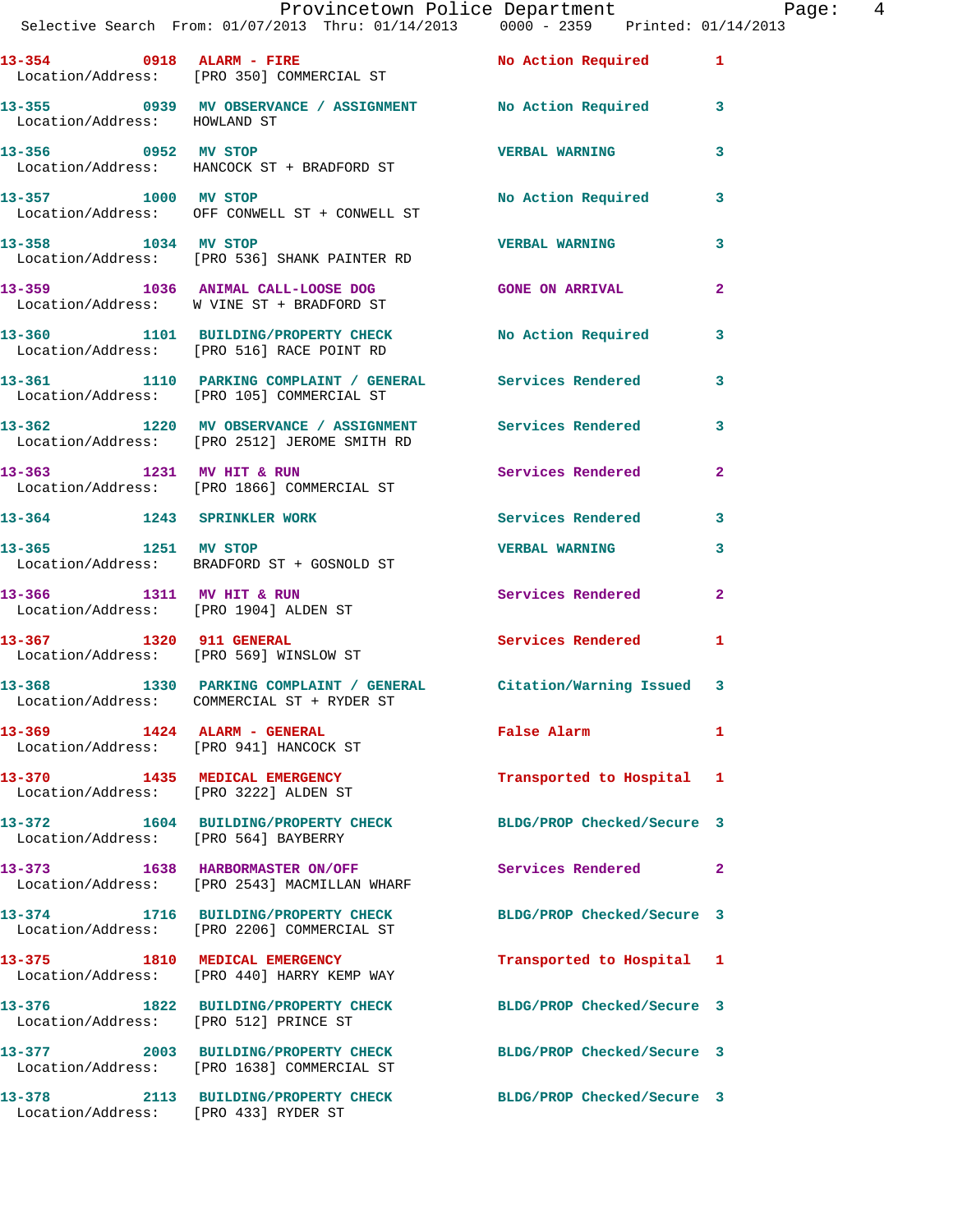13-354 0918 ALARM - FIRE No Action Required 1
Location/Address: [PRO 350] COMMERCIAL ST

13-355 0939 MV OBSERVANCE / ASSIGNMENT No Action Required 3
Location/Address: HOWLAND ST

13-356 0952 MV STOP VERBAL WARNING 3
Location/Address: HANCOCK ST + BRADFORD ST

13-357 1000 MV STOP No Action Required 3
Location/Address: OFF CONWELL ST + CONWELL ST

13-358 1034 MV STOP VERBAL WARNING 3
Location/Address: [PRO 536] SHANK PAINTER RD

13-359 1036 ANIMAL CALL-LOOSE DOG GONE ON ARRIVAL 2
Location/Address: W VINE ST + BRADFORD ST

13-360 1101 BUILDING/PROPERTY CHECK No Action Required 3
Location/Address: [PRO 516] RACE POINT RD

13-361 1110 PARKING COMPLAINT / GENERAL Services Rendered 3
Location/Address: [PRO 105] COMMERCIAL ST

13-362 1220 MV OBSERVANCE / ASSIGNMENT Services Rendered 3
Location/Address: [PRO 2512] JEROME SMITH RD

13-363 1231 MV HIT & RUN Services Rendered 2
Location/Address: [PRO 1866] COMMERCIAL ST

13-364 1243 SPRINKLER WORK Services Rendered 3

13-365 1251 MV STOP VERBAL WARNING 3
Location/Address: BRADFORD ST + GOSNOLD ST

13-366 1311 MV HIT & RUN Services Rendered 2
Location/Address: [PRO 1904] ALDEN ST

13-367 1320 911 GENERAL Services Rendered 1
Location/Address: [PRO 569] WINSLOW ST

13-368 1330 PARKING COMPLAINT / GENERAL Citation/Warning Issued 3
Location/Address: COMMERCIAL ST + RYDER ST

13-369 1424 ALARM - GENERAL False Alarm 1
Location/Address: [PRO 941] HANCOCK ST

13-370 1435 MEDICAL EMERGENCY Transported to Hospital 1
Location/Address: [PRO 3222] ALDEN ST

13-372 1604 BUILDING/PROPERTY CHECK BLDG/PROP Checked/Secure 3
Location/Address: [PRO 564] BAYBERRY

13-373 1638 HARBORMASTER ON/OFF Services Rendered 2
Location/Address: [PRO 2543] MACMILLAN WHARF

13-374 1716 BUILDING/PROPERTY CHECK BLDG/PROP Checked/Secure 3
Location/Address: [PRO 2206] COMMERCIAL ST

13-375 1810 MEDICAL EMERGENCY Transported to Hospital 1
Location/Address: [PRO 440] HARRY KEMP WAY

13-376 1822 BUILDING/PROPERTY CHECK BLDG/PROP Checked/Secure 3
Location/Address: [PRO 512] PRINCE ST

13-377 2003 BUILDING/PROPERTY CHECK BLDG/PROP Checked/Secure 3
Location/Address: [PRO 1638] COMMERCIAL ST

13-378 2113 BUILDING/PROPERTY CHECK BLDG/PROP Checked/Secure 3
Location/Address: [PRO 433] RYDER ST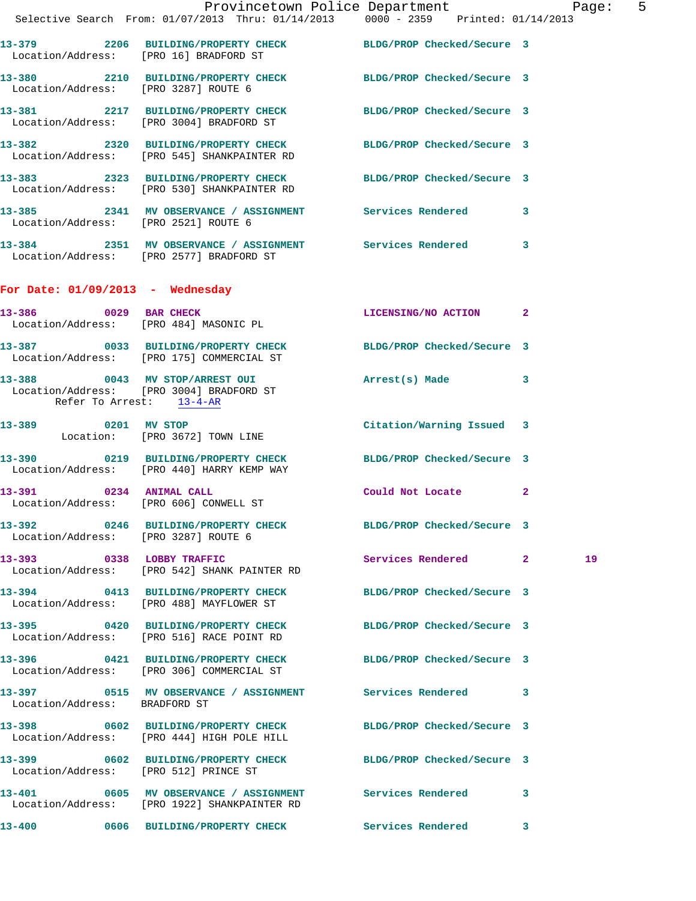13-379 2206 BUILDING/PROPERTY CHECK BLDG/PROP Checked/Secure 3
Location/Address: [PRO 16] BRADFORD ST

13-380 2210 BUILDING/PROPERTY CHECK BLDG/PROP Checked/Secure 3
Location/Address: [PRO 3287] ROUTE 6

13-381 2217 BUILDING/PROPERTY CHECK BLDG/PROP Checked/Secure 3
Location/Address: [PRO 3004] BRADFORD ST

13-382 2320 BUILDING/PROPERTY CHECK BLDG/PROP Checked/Secure 3
Location/Address: [PRO 545] SHANKPAINTER RD

13-383 2323 BUILDING/PROPERTY CHECK BLDG/PROP Checked/Secure 3
Location/Address: [PRO 530] SHANKPAINTER RD

13-385 2341 MV OBSERVANCE / ASSIGNMENT Services Rendered 3
Location/Address: [PRO 2521] ROUTE 6

13-384 2351 MV OBSERVANCE / ASSIGNMENT Services Rendered 3
Location/Address: [PRO 2577] BRADFORD ST

**For Date: 01/09/2013 - Wednesday**

13-386 0029 BAR CHECK LICENSING/NO ACTION 2
Location/Address: [PRO 484] MASONIC PL

13-387 0033 BUILDING/PROPERTY CHECK BLDG/PROP Checked/Secure 3
Location/Address: [PRO 175] COMMERCIAL ST

13-388 0043 MV STOP/ARREST OUI Arrest(s) Made 3
Location/Address: [PRO 3004] BRADFORD ST
Refer To Arrest: 13-4-AR

13-389 0201 MV STOP Citation/Warning Issued 3
Location: [PRO 3672] TOWN LINE

13-390 0219 BUILDING/PROPERTY CHECK BLDG/PROP Checked/Secure 3
Location/Address: [PRO 440] HARRY KEMP WAY

13-391 0234 ANIMAL CALL Could Not Locate 2
Location/Address: [PRO 606] CONWELL ST

13-392 0246 BUILDING/PROPERTY CHECK BLDG/PROP Checked/Secure 3
Location/Address: [PRO 3287] ROUTE 6

13-393 0338 LOBBY TRAFFIC Services Rendered 2 19
Location/Address: [PRO 542] SHANK PAINTER RD

13-394 0413 BUILDING/PROPERTY CHECK BLDG/PROP Checked/Secure 3
Location/Address: [PRO 488] MAYFLOWER ST

13-395 0420 BUILDING/PROPERTY CHECK BLDG/PROP Checked/Secure 3
Location/Address: [PRO 516] RACE POINT RD

13-396 0421 BUILDING/PROPERTY CHECK BLDG/PROP Checked/Secure 3
Location/Address: [PRO 306] COMMERCIAL ST

13-397 0515 MV OBSERVANCE / ASSIGNMENT Services Rendered 3
Location/Address: BRADFORD ST

13-398 0602 BUILDING/PROPERTY CHECK BLDG/PROP Checked/Secure 3
Location/Address: [PRO 444] HIGH POLE HILL

13-399 0602 BUILDING/PROPERTY CHECK BLDG/PROP Checked/Secure 3
Location/Address: [PRO 512] PRINCE ST

13-401 0605 MV OBSERVANCE / ASSIGNMENT Services Rendered 3
Location/Address: [PRO 1922] SHANKPAINTER RD

13-400 0606 BUILDING/PROPERTY CHECK Services Rendered 3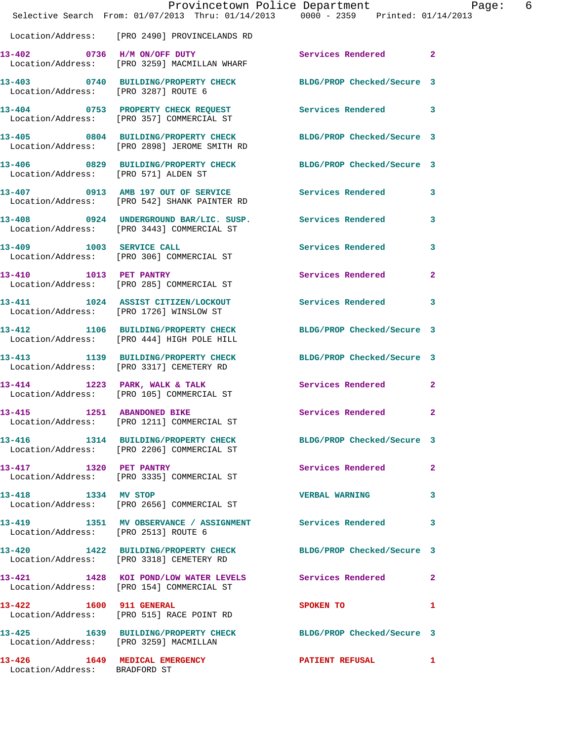Location/Address: [PRO 2490] PROVINCELANDS RD

| Call # | Time | Call Reason | Action | Priority |
|---|---|---|---|---|
| 13-402 | 0736 | H/M ON/OFF DUTY | Services Rendered | 2 |
| Location/Address: [PRO 3259] MACMILLAN WHARF | | | | |
| 13-403 | 0740 | BUILDING/PROPERTY CHECK | BLDG/PROP Checked/Secure | 3 |
| Location/Address: [PRO 3287] ROUTE 6 | | | | |
| 13-404 | 0753 | PROPERTY CHECK REQUEST | Services Rendered | 3 |
| Location/Address: [PRO 357] COMMERCIAL ST | | | | |
| 13-405 | 0804 | BUILDING/PROPERTY CHECK | BLDG/PROP Checked/Secure | 3 |
| Location/Address: [PRO 2898] JEROME SMITH RD | | | | |
| 13-406 | 0829 | BUILDING/PROPERTY CHECK | BLDG/PROP Checked/Secure | 3 |
| Location/Address: [PRO 571] ALDEN ST | | | | |
| 13-407 | 0913 | AMB 197 OUT OF SERVICE | Services Rendered | 3 |
| Location/Address: [PRO 542] SHANK PAINTER RD | | | | |
| 13-408 | 0924 | UNDERGROUND BAR/LIC. SUSP. | Services Rendered | 3 |
| Location/Address: [PRO 3443] COMMERCIAL ST | | | | |
| 13-409 | 1003 | SERVICE CALL | Services Rendered | 3 |
| Location/Address: [PRO 306] COMMERCIAL ST | | | | |
| 13-410 | 1013 | PET PANTRY | Services Rendered | 2 |
| Location/Address: [PRO 285] COMMERCIAL ST | | | | |
| 13-411 | 1024 | ASSIST CITIZEN/LOCKOUT | Services Rendered | 3 |
| Location/Address: [PRO 1726] WINSLOW ST | | | | |
| 13-412 | 1106 | BUILDING/PROPERTY CHECK | BLDG/PROP Checked/Secure | 3 |
| Location/Address: [PRO 444] HIGH POLE HILL | | | | |
| 13-413 | 1139 | BUILDING/PROPERTY CHECK | BLDG/PROP Checked/Secure | 3 |
| Location/Address: [PRO 3317] CEMETERY RD | | | | |
| 13-414 | 1223 | PARK, WALK & TALK | Services Rendered | 2 |
| Location/Address: [PRO 105] COMMERCIAL ST | | | | |
| 13-415 | 1251 | ABANDONED BIKE | Services Rendered | 2 |
| Location/Address: [PRO 1211] COMMERCIAL ST | | | | |
| 13-416 | 1314 | BUILDING/PROPERTY CHECK | BLDG/PROP Checked/Secure | 3 |
| Location/Address: [PRO 2206] COMMERCIAL ST | | | | |
| 13-417 | 1320 | PET PANTRY | Services Rendered | 2 |
| Location/Address: [PRO 3335] COMMERCIAL ST | | | | |
| 13-418 | 1334 | MV STOP | VERBAL WARNING | 3 |
| Location/Address: [PRO 2656] COMMERCIAL ST | | | | |
| 13-419 | 1351 | MV OBSERVANCE / ASSIGNMENT | Services Rendered | 3 |
| Location/Address: [PRO 2513] ROUTE 6 | | | | |
| 13-420 | 1422 | BUILDING/PROPERTY CHECK | BLDG/PROP Checked/Secure | 3 |
| Location/Address: [PRO 3318] CEMETERY RD | | | | |
| 13-421 | 1428 | KOI POND/LOW WATER LEVELS | Services Rendered | 2 |
| Location/Address: [PRO 154] COMMERCIAL ST | | | | |
| 13-422 | 1600 | 911 GENERAL | SPOKEN TO | 1 |
| Location/Address: [PRO 515] RACE POINT RD | | | | |
| 13-425 | 1639 | BUILDING/PROPERTY CHECK | BLDG/PROP Checked/Secure | 3 |
| Location/Address: [PRO 3259] MACMILLAN | | | | |
| 13-426 | 1649 | MEDICAL EMERGENCY | PATIENT REFUSAL | 1 |
| Location/Address: BRADFORD ST | | | | |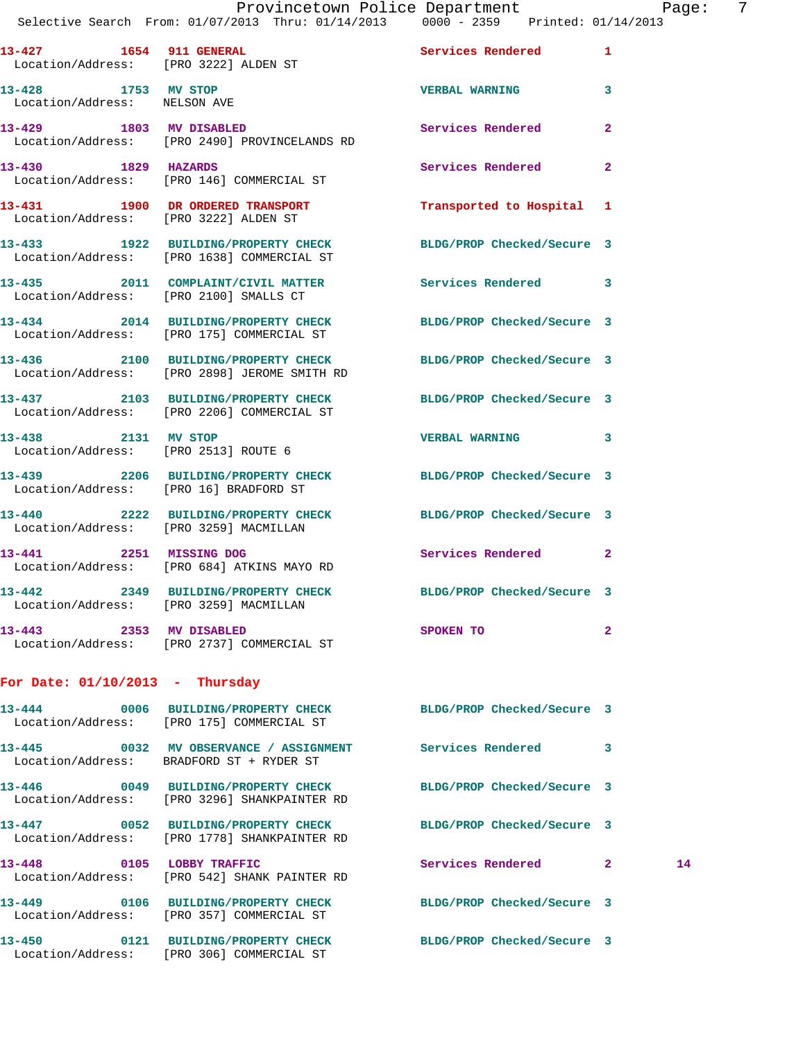13-427 1654 911 GENERAL Services Rendered 1
Location/Address: [PRO 3222] ALDEN ST

13-428 1753 MV STOP VERBAL WARNING 3
Location/Address: NELSON AVE

13-429 1803 MV DISABLED Services Rendered 2
Location/Address: [PRO 2490] PROVINCELANDS RD

13-430 1829 HAZARDS Services Rendered 2
Location/Address: [PRO 146] COMMERCIAL ST

13-431 1900 DR ORDERED TRANSPORT Transported to Hospital 1
Location/Address: [PRO 3222] ALDEN ST

13-433 1922 BUILDING/PROPERTY CHECK BLDG/PROP Checked/Secure 3
Location/Address: [PRO 1638] COMMERCIAL ST

13-435 2011 COMPLAINT/CIVIL MATTER Services Rendered 3
Location/Address: [PRO 2100] SMALLS CT

13-434 2014 BUILDING/PROPERTY CHECK BLDG/PROP Checked/Secure 3
Location/Address: [PRO 175] COMMERCIAL ST

13-436 2100 BUILDING/PROPERTY CHECK BLDG/PROP Checked/Secure 3
Location/Address: [PRO 2898] JEROME SMITH RD

13-437 2103 BUILDING/PROPERTY CHECK BLDG/PROP Checked/Secure 3
Location/Address: [PRO 2206] COMMERCIAL ST

13-438 2131 MV STOP VERBAL WARNING 3
Location/Address: [PRO 2513] ROUTE 6

13-439 2206 BUILDING/PROPERTY CHECK BLDG/PROP Checked/Secure 3
Location/Address: [PRO 16] BRADFORD ST

13-440 2222 BUILDING/PROPERTY CHECK BLDG/PROP Checked/Secure 3
Location/Address: [PRO 3259] MACMILLAN

13-441 2251 MISSING DOG Services Rendered 2
Location/Address: [PRO 684] ATKINS MAYO RD

13-442 2349 BUILDING/PROPERTY CHECK BLDG/PROP Checked/Secure 3
Location/Address: [PRO 3259] MACMILLAN

13-443 2353 MV DISABLED SPOKEN TO 2
Location/Address: [PRO 2737] COMMERCIAL ST

**For Date: 01/10/2013 - Thursday**

13-444 0006 BUILDING/PROPERTY CHECK BLDG/PROP Checked/Secure 3
Location/Address: [PRO 175] COMMERCIAL ST

13-445 0032 MV OBSERVANCE / ASSIGNMENT Services Rendered 3
Location/Address: BRADFORD ST + RYDER ST

13-446 0049 BUILDING/PROPERTY CHECK BLDG/PROP Checked/Secure 3
Location/Address: [PRO 3296] SHANKPAINTER RD

13-447 0052 BUILDING/PROPERTY CHECK BLDG/PROP Checked/Secure 3
Location/Address: [PRO 1778] SHANKPAINTER RD

13-448 0105 LOBBY TRAFFIC Services Rendered 2 14
Location/Address: [PRO 542] SHANK PAINTER RD

13-449 0106 BUILDING/PROPERTY CHECK BLDG/PROP Checked/Secure 3
Location/Address: [PRO 357] COMMERCIAL ST

13-450 0121 BUILDING/PROPERTY CHECK BLDG/PROP Checked/Secure 3
Location/Address: [PRO 306] COMMERCIAL ST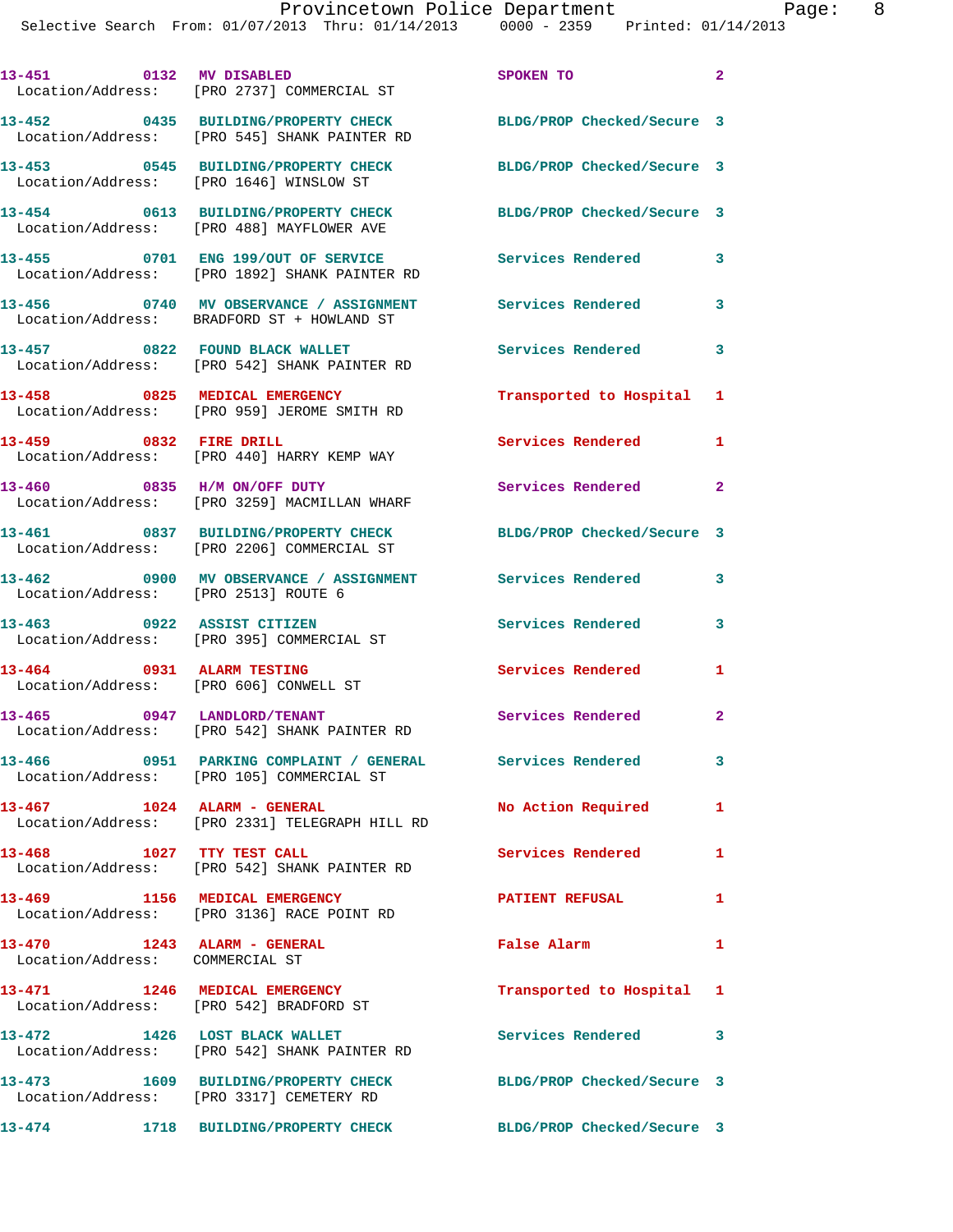13-451 0132 MV DISABLED SPOKEN TO 2
Location/Address: [PRO 2737] COMMERCIAL ST

13-452 0435 BUILDING/PROPERTY CHECK BLDG/PROP Checked/Secure 3
Location/Address: [PRO 545] SHANK PAINTER RD

13-453 0545 BUILDING/PROPERTY CHECK BLDG/PROP Checked/Secure 3
Location/Address: [PRO 1646] WINSLOW ST

13-454 0613 BUILDING/PROPERTY CHECK BLDG/PROP Checked/Secure 3
Location/Address: [PRO 488] MAYFLOWER AVE

13-455 0701 ENG 199/OUT OF SERVICE Services Rendered 3
Location/Address: [PRO 1892] SHANK PAINTER RD

13-456 0740 MV OBSERVANCE / ASSIGNMENT Services Rendered 3
Location/Address: BRADFORD ST + HOWLAND ST

13-457 0822 FOUND BLACK WALLET Services Rendered 3
Location/Address: [PRO 542] SHANK PAINTER RD

13-458 0825 MEDICAL EMERGENCY Transported to Hospital 1
Location/Address: [PRO 959] JEROME SMITH RD

13-459 0832 FIRE DRILL Services Rendered 1
Location/Address: [PRO 440] HARRY KEMP WAY

13-460 0835 H/M ON/OFF DUTY Services Rendered 2
Location/Address: [PRO 3259] MACMILLAN WHARF

13-461 0837 BUILDING/PROPERTY CHECK BLDG/PROP Checked/Secure 3
Location/Address: [PRO 2206] COMMERCIAL ST

13-462 0900 MV OBSERVANCE / ASSIGNMENT Services Rendered 3
Location/Address: [PRO 2513] ROUTE 6

13-463 0922 ASSIST CITIZEN Services Rendered 3
Location/Address: [PRO 395] COMMERCIAL ST

13-464 0931 ALARM TESTING Services Rendered 1
Location/Address: [PRO 606] CONWELL ST

13-465 0947 LANDLORD/TENANT Services Rendered 2
Location/Address: [PRO 542] SHANK PAINTER RD

13-466 0951 PARKING COMPLAINT / GENERAL Services Rendered 3
Location/Address: [PRO 105] COMMERCIAL ST

13-467 1024 ALARM - GENERAL No Action Required 1
Location/Address: [PRO 2331] TELEGRAPH HILL RD

13-468 1027 TTY TEST CALL Services Rendered 1
Location/Address: [PRO 542] SHANK PAINTER RD

13-469 1156 MEDICAL EMERGENCY PATIENT REFUSAL 1
Location/Address: [PRO 3136] RACE POINT RD

13-470 1243 ALARM - GENERAL False Alarm 1
Location/Address: COMMERCIAL ST

13-471 1246 MEDICAL EMERGENCY Transported to Hospital 1
Location/Address: [PRO 542] BRADFORD ST

13-472 1426 LOST BLACK WALLET Services Rendered 3
Location/Address: [PRO 542] SHANK PAINTER RD

13-473 1609 BUILDING/PROPERTY CHECK BLDG/PROP Checked/Secure 3
Location/Address: [PRO 3317] CEMETERY RD

13-474 1718 BUILDING/PROPERTY CHECK BLDG/PROP Checked/Secure 3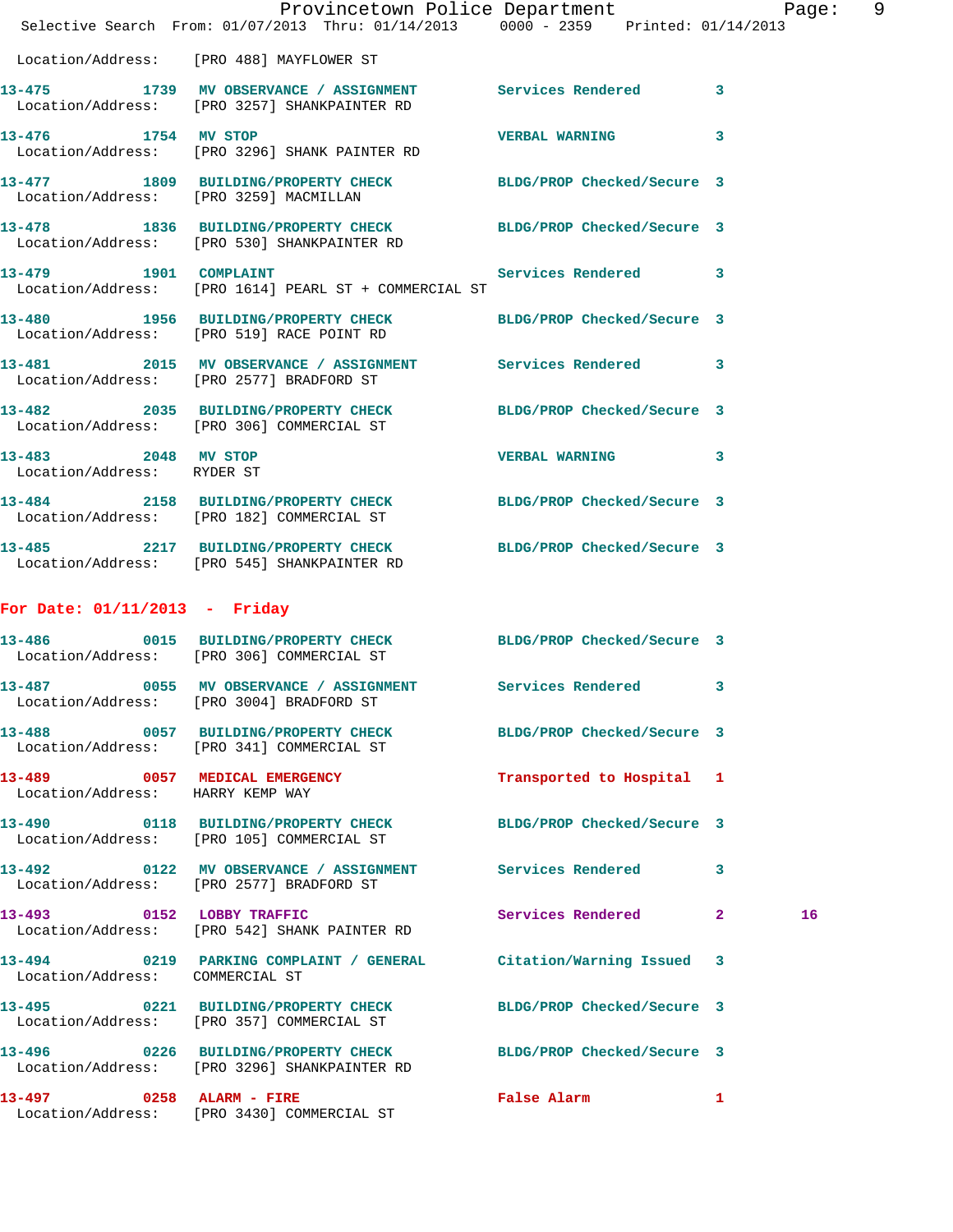Location/Address: [PRO 488] MAYFLOWER ST

| Call # | Time | Call Reason | Action | Priority | |
|---|---|---|---|---|---|
| 13-475 | 1739 | MV OBSERVANCE / ASSIGNMENT | Services Rendered | 3 | |
| | | Location/Address: [PRO 3257] SHANKPAINTER RD | | | |
| 13-476 | 1754 | MV STOP | VERBAL WARNING | 3 | |
| | | Location/Address: [PRO 3296] SHANK PAINTER RD | | | |
| 13-477 | 1809 | BUILDING/PROPERTY CHECK | BLDG/PROP Checked/Secure | 3 | |
| | | Location/Address: [PRO 3259] MACMILLAN | | | |
| 13-478 | 1836 | BUILDING/PROPERTY CHECK | BLDG/PROP Checked/Secure | 3 | |
| | | Location/Address: [PRO 530] SHANKPAINTER RD | | | |
| 13-479 | 1901 | COMPLAINT | Services Rendered | 3 | |
| | | Location/Address: [PRO 1614] PEARL ST + COMMERCIAL ST | | | |
| 13-480 | 1956 | BUILDING/PROPERTY CHECK | BLDG/PROP Checked/Secure | 3 | |
| | | Location/Address: [PRO 519] RACE POINT RD | | | |
| 13-481 | 2015 | MV OBSERVANCE / ASSIGNMENT | Services Rendered | 3 | |
| | | Location/Address: [PRO 2577] BRADFORD ST | | | |
| 13-482 | 2035 | BUILDING/PROPERTY CHECK | BLDG/PROP Checked/Secure | 3 | |
| | | Location/Address: [PRO 306] COMMERCIAL ST | | | |
| 13-483 | 2048 | MV STOP | VERBAL WARNING | 3 | |
| | | Location/Address: RYDER ST | | | |
| 13-484 | 2158 | BUILDING/PROPERTY CHECK | BLDG/PROP Checked/Secure | 3 | |
| | | Location/Address: [PRO 182] COMMERCIAL ST | | | |
| 13-485 | 2217 | BUILDING/PROPERTY CHECK | BLDG/PROP Checked/Secure | 3 | |
| | | Location/Address: [PRO 545] SHANKPAINTER RD | | | |

**For Date: 01/11/2013 - Friday**

| Call # | Time | Call Reason | Action | Priority | |
|---|---|---|---|---|---|
| 13-486 | 0015 | BUILDING/PROPERTY CHECK | BLDG/PROP Checked/Secure | 3 | |
| | | Location/Address: [PRO 306] COMMERCIAL ST | | | |
| 13-487 | 0055 | MV OBSERVANCE / ASSIGNMENT | Services Rendered | 3 | |
| | | Location/Address: [PRO 3004] BRADFORD ST | | | |
| 13-488 | 0057 | BUILDING/PROPERTY CHECK | BLDG/PROP Checked/Secure | 3 | |
| | | Location/Address: [PRO 341] COMMERCIAL ST | | | |
| 13-489 | 0057 | MEDICAL EMERGENCY | Transported to Hospital | 1 | |
| | | Location/Address: HARRY KEMP WAY | | | |
| 13-490 | 0118 | BUILDING/PROPERTY CHECK | BLDG/PROP Checked/Secure | 3 | |
| | | Location/Address: [PRO 105] COMMERCIAL ST | | | |
| 13-492 | 0122 | MV OBSERVANCE / ASSIGNMENT | Services Rendered | 3 | |
| | | Location/Address: [PRO 2577] BRADFORD ST | | | |
| 13-493 | 0152 | LOBBY TRAFFIC | Services Rendered | 2 | 16 |
| | | Location/Address: [PRO 542] SHANK PAINTER RD | | | |
| 13-494 | 0219 | PARKING COMPLAINT / GENERAL | Citation/Warning Issued | 3 | |
| | | Location/Address: COMMERCIAL ST | | | |
| 13-495 | 0221 | BUILDING/PROPERTY CHECK | BLDG/PROP Checked/Secure | 3 | |
| | | Location/Address: [PRO 357] COMMERCIAL ST | | | |
| 13-496 | 0226 | BUILDING/PROPERTY CHECK | BLDG/PROP Checked/Secure | 3 | |
| | | Location/Address: [PRO 3296] SHANKPAINTER RD | | | |
| 13-497 | 0258 | ALARM - FIRE | False Alarm | 1 | |
| | | Location/Address: [PRO 3430] COMMERCIAL ST | | | |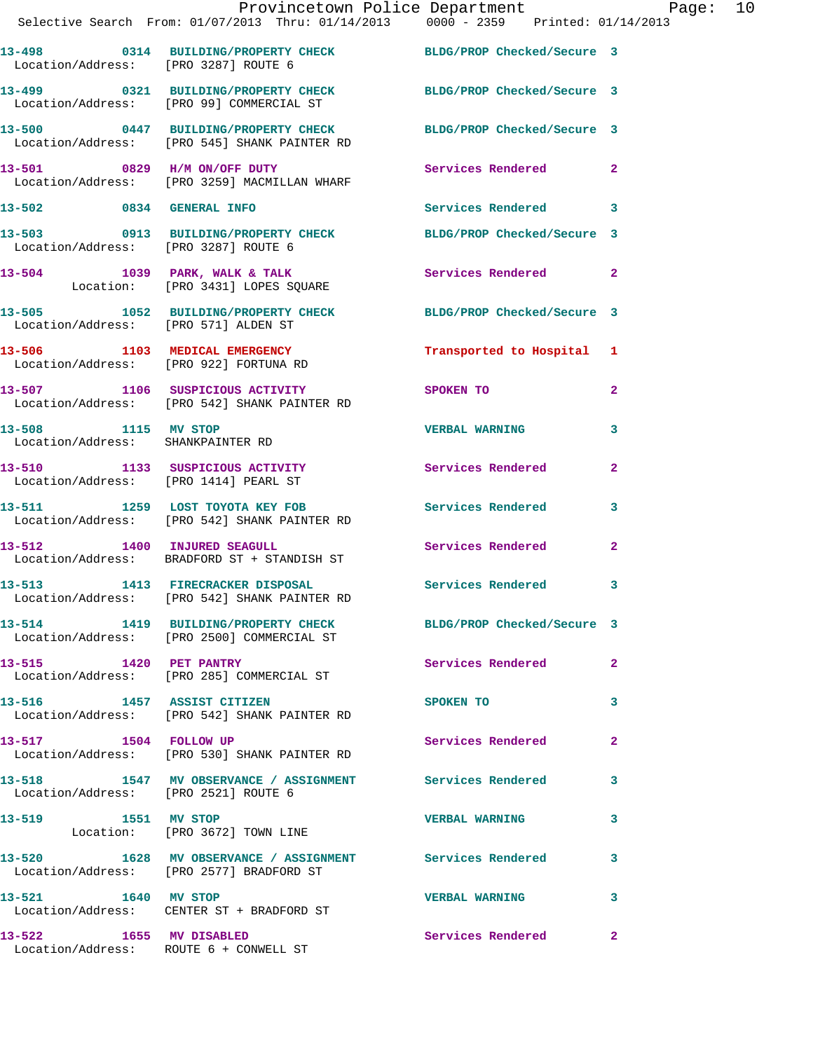13-498 0314 BUILDING/PROPERTY CHECK BLDG/PROP Checked/Secure 3
Location/Address: [PRO 3287] ROUTE 6

13-499 0321 BUILDING/PROPERTY CHECK BLDG/PROP Checked/Secure 3
Location/Address: [PRO 99] COMMERCIAL ST

13-500 0447 BUILDING/PROPERTY CHECK BLDG/PROP Checked/Secure 3
Location/Address: [PRO 545] SHANK PAINTER RD

13-501 0829 H/M ON/OFF DUTY Services Rendered 2
Location/Address: [PRO 3259] MACMILLAN WHARF

13-502 0834 GENERAL INFO Services Rendered 3

13-503 0913 BUILDING/PROPERTY CHECK BLDG/PROP Checked/Secure 3
Location/Address: [PRO 3287] ROUTE 6

13-504 1039 PARK, WALK & TALK Services Rendered 2
Location: [PRO 3431] LOPES SQUARE

13-505 1052 BUILDING/PROPERTY CHECK BLDG/PROP Checked/Secure 3
Location/Address: [PRO 571] ALDEN ST

13-506 1103 MEDICAL EMERGENCY Transported to Hospital 1
Location/Address: [PRO 922] FORTUNA RD

13-507 1106 SUSPICIOUS ACTIVITY SPOKEN TO 2
Location/Address: [PRO 542] SHANK PAINTER RD

13-508 1115 MV STOP VERBAL WARNING 3
Location/Address: SHANKPAINTER RD

13-510 1133 SUSPICIOUS ACTIVITY Services Rendered 2
Location/Address: [PRO 1414] PEARL ST

13-511 1259 LOST TOYOTA KEY FOB Services Rendered 3
Location/Address: [PRO 542] SHANK PAINTER RD

13-512 1400 INJURED SEAGULL Services Rendered 2
Location/Address: BRADFORD ST + STANDISH ST

13-513 1413 FIRECRACKER DISPOSAL Services Rendered 3
Location/Address: [PRO 542] SHANK PAINTER RD

13-514 1419 BUILDING/PROPERTY CHECK BLDG/PROP Checked/Secure 3
Location/Address: [PRO 2500] COMMERCIAL ST

13-515 1420 PET PANTRY Services Rendered 2
Location/Address: [PRO 285] COMMERCIAL ST

13-516 1457 ASSIST CITIZEN SPOKEN TO 3
Location/Address: [PRO 542] SHANK PAINTER RD

13-517 1504 FOLLOW UP Services Rendered 2
Location/Address: [PRO 530] SHANK PAINTER RD

13-518 1547 MV OBSERVANCE / ASSIGNMENT Services Rendered 3
Location/Address: [PRO 2521] ROUTE 6

13-519 1551 MV STOP VERBAL WARNING 3
Location: [PRO 3672] TOWN LINE

13-520 1628 MV OBSERVANCE / ASSIGNMENT Services Rendered 3
Location/Address: [PRO 2577] BRADFORD ST

13-521 1640 MV STOP VERBAL WARNING 3
Location/Address: CENTER ST + BRADFORD ST

13-522 1655 MV DISABLED Services Rendered 2
Location/Address: ROUTE 6 + CONWELL ST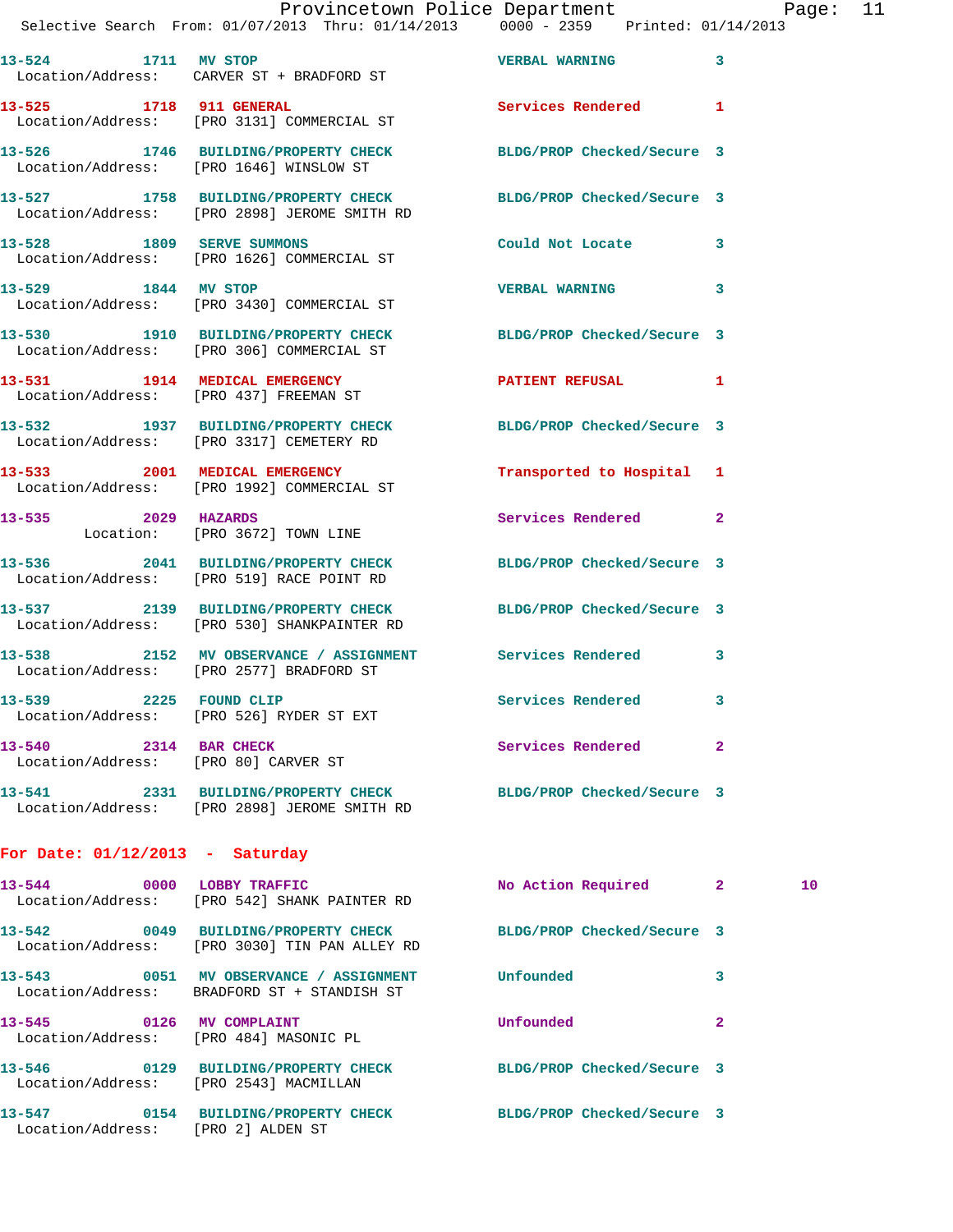13-524 1711 MV STOP VERBAL WARNING 3
Location/Address: CARVER ST + BRADFORD ST

13-525 1718 911 GENERAL Services Rendered 1
Location/Address: [PRO 3131] COMMERCIAL ST

13-526 1746 BUILDING/PROPERTY CHECK BLDG/PROP Checked/Secure 3
Location/Address: [PRO 1646] WINSLOW ST

13-527 1758 BUILDING/PROPERTY CHECK BLDG/PROP Checked/Secure 3
Location/Address: [PRO 2898] JEROME SMITH RD

13-528 1809 SERVE SUMMONS Could Not Locate 3
Location/Address: [PRO 1626] COMMERCIAL ST

13-529 1844 MV STOP VERBAL WARNING 3
Location/Address: [PRO 3430] COMMERCIAL ST

13-530 1910 BUILDING/PROPERTY CHECK BLDG/PROP Checked/Secure 3
Location/Address: [PRO 306] COMMERCIAL ST

13-531 1914 MEDICAL EMERGENCY PATIENT REFUSAL 1
Location/Address: [PRO 437] FREEMAN ST

13-532 1937 BUILDING/PROPERTY CHECK BLDG/PROP Checked/Secure 3
Location/Address: [PRO 3317] CEMETERY RD

13-533 2001 MEDICAL EMERGENCY Transported to Hospital 1
Location/Address: [PRO 1992] COMMERCIAL ST

13-535 2029 HAZARDS Services Rendered 2
Location: [PRO 3672] TOWN LINE

13-536 2041 BUILDING/PROPERTY CHECK BLDG/PROP Checked/Secure 3
Location/Address: [PRO 519] RACE POINT RD

13-537 2139 BUILDING/PROPERTY CHECK BLDG/PROP Checked/Secure 3
Location/Address: [PRO 530] SHANKPAINTER RD

13-538 2152 MV OBSERVANCE / ASSIGNMENT Services Rendered 3
Location/Address: [PRO 2577] BRADFORD ST

13-539 2225 FOUND CLIP Services Rendered 3
Location/Address: [PRO 526] RYDER ST EXT

13-540 2314 BAR CHECK Services Rendered 2
Location/Address: [PRO 80] CARVER ST

13-541 2331 BUILDING/PROPERTY CHECK BLDG/PROP Checked/Secure 3
Location/Address: [PRO 2898] JEROME SMITH RD

**For Date: 01/12/2013 - Saturday**

13-544 0000 LOBBY TRAFFIC No Action Required 2 10
Location/Address: [PRO 542] SHANK PAINTER RD

13-542 0049 BUILDING/PROPERTY CHECK BLDG/PROP Checked/Secure 3
Location/Address: [PRO 3030] TIN PAN ALLEY RD

13-543 0051 MV OBSERVANCE / ASSIGNMENT Unfounded 3
Location/Address: BRADFORD ST + STANDISH ST

13-545 0126 MV COMPLAINT Unfounded 2
Location/Address: [PRO 484] MASONIC PL

13-546 0129 BUILDING/PROPERTY CHECK BLDG/PROP Checked/Secure 3
Location/Address: [PRO 2543] MACMILLAN

13-547 0154 BUILDING/PROPERTY CHECK BLDG/PROP Checked/Secure 3
Location/Address: [PRO 2] ALDEN ST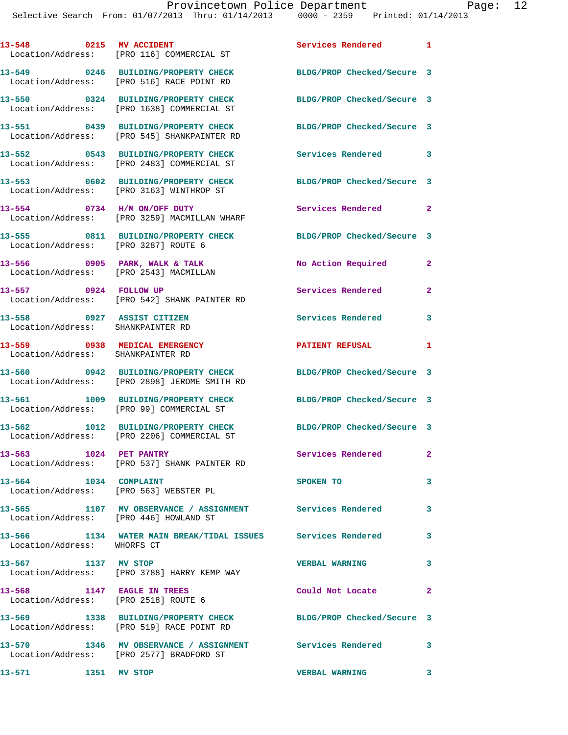| Call # | Time | Call Reason | Action | Priority |
|---|---|---|---|---|
| 13-548 | 0215 | MV ACCIDENT | Services Rendered | 1 |
| Location/Address: [PRO 116] COMMERCIAL ST | | | | |
| 13-549 | 0246 | BUILDING/PROPERTY CHECK | BLDG/PROP Checked/Secure | 3 |
| Location/Address: [PRO 516] RACE POINT RD | | | | |
| 13-550 | 0324 | BUILDING/PROPERTY CHECK | BLDG/PROP Checked/Secure | 3 |
| Location/Address: [PRO 1638] COMMERCIAL ST | | | | |
| 13-551 | 0439 | BUILDING/PROPERTY CHECK | BLDG/PROP Checked/Secure | 3 |
| Location/Address: [PRO 545] SHANKPAINTER RD | | | | |
| 13-552 | 0543 | BUILDING/PROPERTY CHECK | Services Rendered | 3 |
| Location/Address: [PRO 2483] COMMERCIAL ST | | | | |
| 13-553 | 0602 | BUILDING/PROPERTY CHECK | BLDG/PROP Checked/Secure | 3 |
| Location/Address: [PRO 3163] WINTHROP ST | | | | |
| 13-554 | 0734 | H/M ON/OFF DUTY | Services Rendered | 2 |
| Location/Address: [PRO 3259] MACMILLAN WHARF | | | | |
| 13-555 | 0811 | BUILDING/PROPERTY CHECK | BLDG/PROP Checked/Secure | 3 |
| Location/Address: [PRO 3287] ROUTE 6 | | | | |
| 13-556 | 0905 | PARK, WALK & TALK | No Action Required | 2 |
| Location/Address: [PRO 2543] MACMILLAN | | | | |
| 13-557 | 0924 | FOLLOW UP | Services Rendered | 2 |
| Location/Address: [PRO 542] SHANK PAINTER RD | | | | |
| 13-558 | 0927 | ASSIST CITIZEN | Services Rendered | 3 |
| Location/Address: SHANKPAINTER RD | | | | |
| 13-559 | 0938 | MEDICAL EMERGENCY | PATIENT REFUSAL | 1 |
| Location/Address: SHANKPAINTER RD | | | | |
| 13-560 | 0942 | BUILDING/PROPERTY CHECK | BLDG/PROP Checked/Secure | 3 |
| Location/Address: [PRO 2898] JEROME SMITH RD | | | | |
| 13-561 | 1009 | BUILDING/PROPERTY CHECK | BLDG/PROP Checked/Secure | 3 |
| Location/Address: [PRO 99] COMMERCIAL ST | | | | |
| 13-562 | 1012 | BUILDING/PROPERTY CHECK | BLDG/PROP Checked/Secure | 3 |
| Location/Address: [PRO 2206] COMMERCIAL ST | | | | |
| 13-563 | 1024 | PET PANTRY | Services Rendered | 2 |
| Location/Address: [PRO 537] SHANK PAINTER RD | | | | |
| 13-564 | 1034 | COMPLAINT | SPOKEN TO | 3 |
| Location/Address: [PRO 563] WEBSTER PL | | | | |
| 13-565 | 1107 | MV OBSERVANCE / ASSIGNMENT | Services Rendered | 3 |
| Location/Address: [PRO 446] HOWLAND ST | | | | |
| 13-566 | 1134 | WATER MAIN BREAK/TIDAL ISSUES | Services Rendered | 3 |
| Location/Address: WHORFS CT | | | | |
| 13-567 | 1137 | MV STOP | VERBAL WARNING | 3 |
| Location/Address: [PRO 3788] HARRY KEMP WAY | | | | |
| 13-568 | 1147 | EAGLE IN TREES | Could Not Locate | 2 |
| Location/Address: [PRO 2518] ROUTE 6 | | | | |
| 13-569 | 1338 | BUILDING/PROPERTY CHECK | BLDG/PROP Checked/Secure | 3 |
| Location/Address: [PRO 519] RACE POINT RD | | | | |
| 13-570 | 1346 | MV OBSERVANCE / ASSIGNMENT | Services Rendered | 3 |
| Location/Address: [PRO 2577] BRADFORD ST | | | | |
| 13-571 | 1351 | MV STOP | VERBAL WARNING | 3 |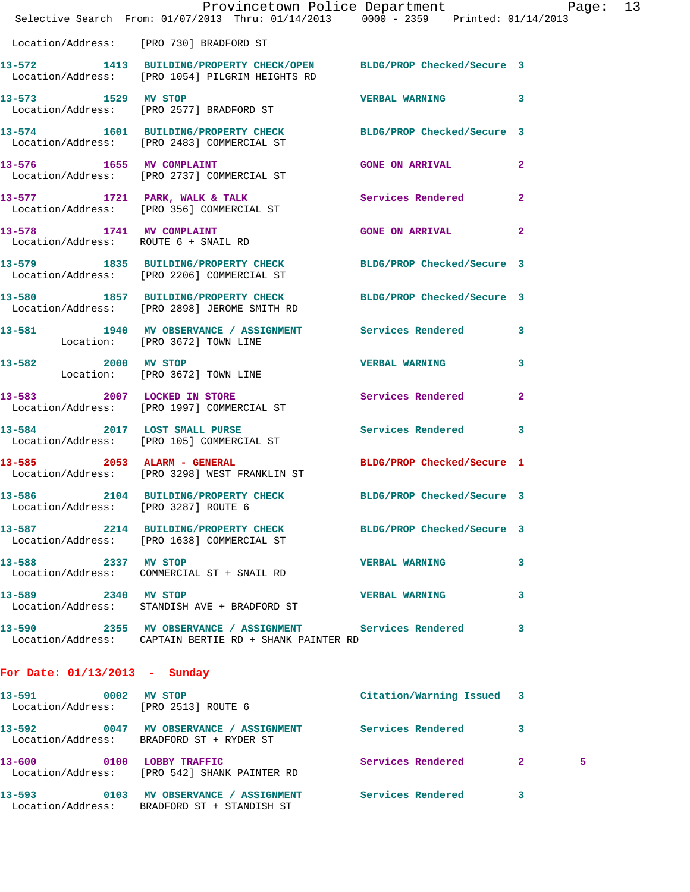Location/Address: [PRO 730] BRADFORD ST

| Call # | Time | Call Reason | Action | Priority | |
|---|---|---|---|---|---|
| 13-572 | 1413 | BUILDING/PROPERTY CHECK/OPEN | BLDG/PROP Checked/Secure | 3 | |
| | | Location/Address: [PRO 1054] PILGRIM HEIGHTS RD | | | |
| 13-573 | 1529 | MV STOP | VERBAL WARNING | 3 | |
| | | Location/Address: [PRO 2577] BRADFORD ST | | | |
| 13-574 | 1601 | BUILDING/PROPERTY CHECK | BLDG/PROP Checked/Secure | 3 | |
| | | Location/Address: [PRO 2483] COMMERCIAL ST | | | |
| 13-576 | 1655 | MV COMPLAINT | GONE ON ARRIVAL | 2 | |
| | | Location/Address: [PRO 2737] COMMERCIAL ST | | | |
| 13-577 | 1721 | PARK, WALK & TALK | Services Rendered | 2 | |
| | | Location/Address: [PRO 356] COMMERCIAL ST | | | |
| 13-578 | 1741 | MV COMPLAINT | GONE ON ARRIVAL | 2 | |
| | | Location/Address: ROUTE 6 + SNAIL RD | | | |
| 13-579 | 1835 | BUILDING/PROPERTY CHECK | BLDG/PROP Checked/Secure | 3 | |
| | | Location/Address: [PRO 2206] COMMERCIAL ST | | | |
| 13-580 | 1857 | BUILDING/PROPERTY CHECK | BLDG/PROP Checked/Secure | 3 | |
| | | Location/Address: [PRO 2898] JEROME SMITH RD | | | |
| 13-581 | 1940 | MV OBSERVANCE / ASSIGNMENT | Services Rendered | 3 | |
| | | Location: [PRO 3672] TOWN LINE | | | |
| 13-582 | 2000 | MV STOP | VERBAL WARNING | 3 | |
| | | Location: [PRO 3672] TOWN LINE | | | |
| 13-583 | 2007 | LOCKED IN STORE | Services Rendered | 2 | |
| | | Location/Address: [PRO 1997] COMMERCIAL ST | | | |
| 13-584 | 2017 | LOST SMALL PURSE | Services Rendered | 3 | |
| | | Location/Address: [PRO 105] COMMERCIAL ST | | | |
| 13-585 | 2053 | ALARM - GENERAL | BLDG/PROP Checked/Secure | 1 | |
| | | Location/Address: [PRO 3298] WEST FRANKLIN ST | | | |
| 13-586 | 2104 | BUILDING/PROPERTY CHECK | BLDG/PROP Checked/Secure | 3 | |
| | | Location/Address: [PRO 3287] ROUTE 6 | | | |
| 13-587 | 2214 | BUILDING/PROPERTY CHECK | BLDG/PROP Checked/Secure | 3 | |
| | | Location/Address: [PRO 1638] COMMERCIAL ST | | | |
| 13-588 | 2337 | MV STOP | VERBAL WARNING | 3 | |
| | | Location/Address: COMMERCIAL ST + SNAIL RD | | | |
| 13-589 | 2340 | MV STOP | VERBAL WARNING | 3 | |
| | | Location/Address: STANDISH AVE + BRADFORD ST | | | |
| 13-590 | 2355 | MV OBSERVANCE / ASSIGNMENT | Services Rendered | 3 | |
| | | Location/Address: CAPTAIN BERTIE RD + SHANK PAINTER RD | | | |

## For Date: 01/13/2013 - Sunday

| Call # | Time | Call Reason | Action | Priority | |
|---|---|---|---|---|---|
| 13-591 | 0002 | MV STOP | Citation/Warning Issued | 3 | |
| | | Location/Address: [PRO 2513] ROUTE 6 | | | |
| 13-592 | 0047 | MV OBSERVANCE / ASSIGNMENT | Services Rendered | 3 | |
| | | Location/Address: BRADFORD ST + RYDER ST | | | |
| 13-600 | 0100 | LOBBY TRAFFIC | Services Rendered | 2 | 5 |
| | | Location/Address: [PRO 542] SHANK PAINTER RD | | | |
| 13-593 | 0103 | MV OBSERVANCE / ASSIGNMENT | Services Rendered | 3 | |
| | | Location/Address: BRADFORD ST + STANDISH ST | | | |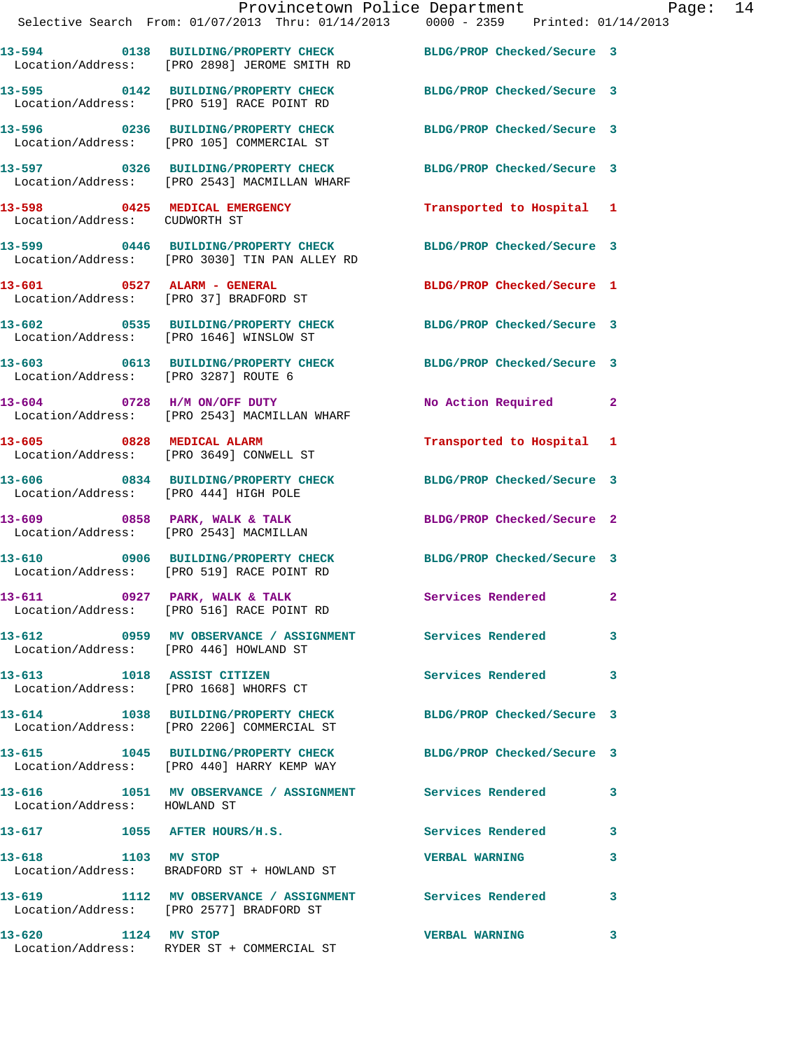13-594 0138 BUILDING/PROPERTY CHECK BLDG/PROP Checked/Secure 3
Location/Address: [PRO 2898] JEROME SMITH RD

13-595 0142 BUILDING/PROPERTY CHECK BLDG/PROP Checked/Secure 3
Location/Address: [PRO 519] RACE POINT RD

13-596 0236 BUILDING/PROPERTY CHECK BLDG/PROP Checked/Secure 3
Location/Address: [PRO 105] COMMERCIAL ST

13-597 0326 BUILDING/PROPERTY CHECK BLDG/PROP Checked/Secure 3
Location/Address: [PRO 2543] MACMILLAN WHARF

13-598 0425 MEDICAL EMERGENCY Transported to Hospital 1
Location/Address: CUDWORTH ST

13-599 0446 BUILDING/PROPERTY CHECK BLDG/PROP Checked/Secure 3
Location/Address: [PRO 3030] TIN PAN ALLEY RD

13-601 0527 ALARM - GENERAL BLDG/PROP Checked/Secure 1
Location/Address: [PRO 37] BRADFORD ST

13-602 0535 BUILDING/PROPERTY CHECK BLDG/PROP Checked/Secure 3
Location/Address: [PRO 1646] WINSLOW ST

13-603 0613 BUILDING/PROPERTY CHECK BLDG/PROP Checked/Secure 3
Location/Address: [PRO 3287] ROUTE 6

13-604 0728 H/M ON/OFF DUTY No Action Required 2
Location/Address: [PRO 2543] MACMILLAN WHARF

13-605 0828 MEDICAL ALARM Transported to Hospital 1
Location/Address: [PRO 3649] CONWELL ST

13-606 0834 BUILDING/PROPERTY CHECK BLDG/PROP Checked/Secure 3
Location/Address: [PRO 444] HIGH POLE

13-609 0858 PARK, WALK & TALK BLDG/PROP Checked/Secure 2
Location/Address: [PRO 2543] MACMILLAN

13-610 0906 BUILDING/PROPERTY CHECK BLDG/PROP Checked/Secure 3
Location/Address: [PRO 519] RACE POINT RD

13-611 0927 PARK, WALK & TALK Services Rendered 2
Location/Address: [PRO 516] RACE POINT RD

13-612 0959 MV OBSERVANCE / ASSIGNMENT Services Rendered 3
Location/Address: [PRO 446] HOWLAND ST

13-613 1018 ASSIST CITIZEN Services Rendered 3
Location/Address: [PRO 1668] WHORFS CT

13-614 1038 BUILDING/PROPERTY CHECK BLDG/PROP Checked/Secure 3
Location/Address: [PRO 2206] COMMERCIAL ST

13-615 1045 BUILDING/PROPERTY CHECK BLDG/PROP Checked/Secure 3
Location/Address: [PRO 440] HARRY KEMP WAY

13-616 1051 MV OBSERVANCE / ASSIGNMENT Services Rendered 3
Location/Address: HOWLAND ST

13-617 1055 AFTER HOURS/H.S. Services Rendered 3

13-618 1103 MV STOP VERBAL WARNING 3
Location/Address: BRADFORD ST + HOWLAND ST

13-619 1112 MV OBSERVANCE / ASSIGNMENT Services Rendered 3
Location/Address: [PRO 2577] BRADFORD ST

13-620 1124 MV STOP VERBAL WARNING 3
Location/Address: RYDER ST + COMMERCIAL ST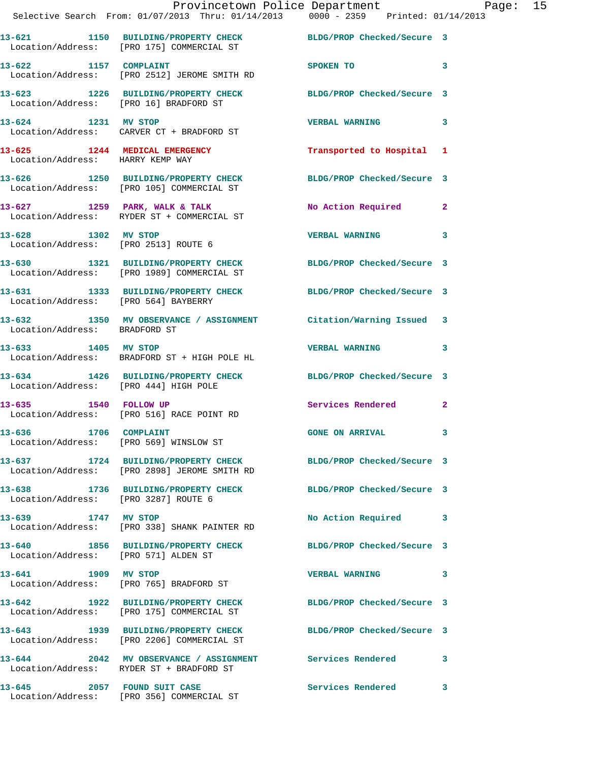13-621 1150 BUILDING/PROPERTY CHECK BLDG/PROP Checked/Secure 3
Location/Address: [PRO 175] COMMERCIAL ST

13-622 1157 COMPLAINT SPOKEN TO 3
Location/Address: [PRO 2512] JEROME SMITH RD

13-623 1226 BUILDING/PROPERTY CHECK BLDG/PROP Checked/Secure 3
Location/Address: [PRO 16] BRADFORD ST

13-624 1231 MV STOP VERBAL WARNING 3
Location/Address: CARVER CT + BRADFORD ST

13-625 1244 MEDICAL EMERGENCY Transported to Hospital 1
Location/Address: HARRY KEMP WAY

13-626 1250 BUILDING/PROPERTY CHECK BLDG/PROP Checked/Secure 3
Location/Address: [PRO 105] COMMERCIAL ST

13-627 1259 PARK, WALK & TALK No Action Required 2
Location/Address: RYDER ST + COMMERCIAL ST

13-628 1302 MV STOP VERBAL WARNING 3
Location/Address: [PRO 2513] ROUTE 6

13-630 1321 BUILDING/PROPERTY CHECK BLDG/PROP Checked/Secure 3
Location/Address: [PRO 1989] COMMERCIAL ST

13-631 1333 BUILDING/PROPERTY CHECK BLDG/PROP Checked/Secure 3
Location/Address: [PRO 564] BAYBERRY

13-632 1350 MV OBSERVANCE / ASSIGNMENT Citation/Warning Issued 3
Location/Address: BRADFORD ST

13-633 1405 MV STOP VERBAL WARNING 3
Location/Address: BRADFORD ST + HIGH POLE HL

13-634 1426 BUILDING/PROPERTY CHECK BLDG/PROP Checked/Secure 3
Location/Address: [PRO 444] HIGH POLE

13-635 1540 FOLLOW UP Services Rendered 2
Location/Address: [PRO 516] RACE POINT RD

13-636 1706 COMPLAINT GONE ON ARRIVAL 3
Location/Address: [PRO 569] WINSLOW ST

13-637 1724 BUILDING/PROPERTY CHECK BLDG/PROP Checked/Secure 3
Location/Address: [PRO 2898] JEROME SMITH RD

13-638 1736 BUILDING/PROPERTY CHECK BLDG/PROP Checked/Secure 3
Location/Address: [PRO 3287] ROUTE 6

13-639 1747 MV STOP No Action Required 3
Location/Address: [PRO 338] SHANK PAINTER RD

13-640 1856 BUILDING/PROPERTY CHECK BLDG/PROP Checked/Secure 3
Location/Address: [PRO 571] ALDEN ST

13-641 1909 MV STOP VERBAL WARNING 3
Location/Address: [PRO 765] BRADFORD ST

13-642 1922 BUILDING/PROPERTY CHECK BLDG/PROP Checked/Secure 3
Location/Address: [PRO 175] COMMERCIAL ST

13-643 1939 BUILDING/PROPERTY CHECK BLDG/PROP Checked/Secure 3
Location/Address: [PRO 2206] COMMERCIAL ST

13-644 2042 MV OBSERVANCE / ASSIGNMENT Services Rendered 3
Location/Address: RYDER ST + BRADFORD ST

13-645 2057 FOUND SUIT CASE Services Rendered 3
Location/Address: [PRO 356] COMMERCIAL ST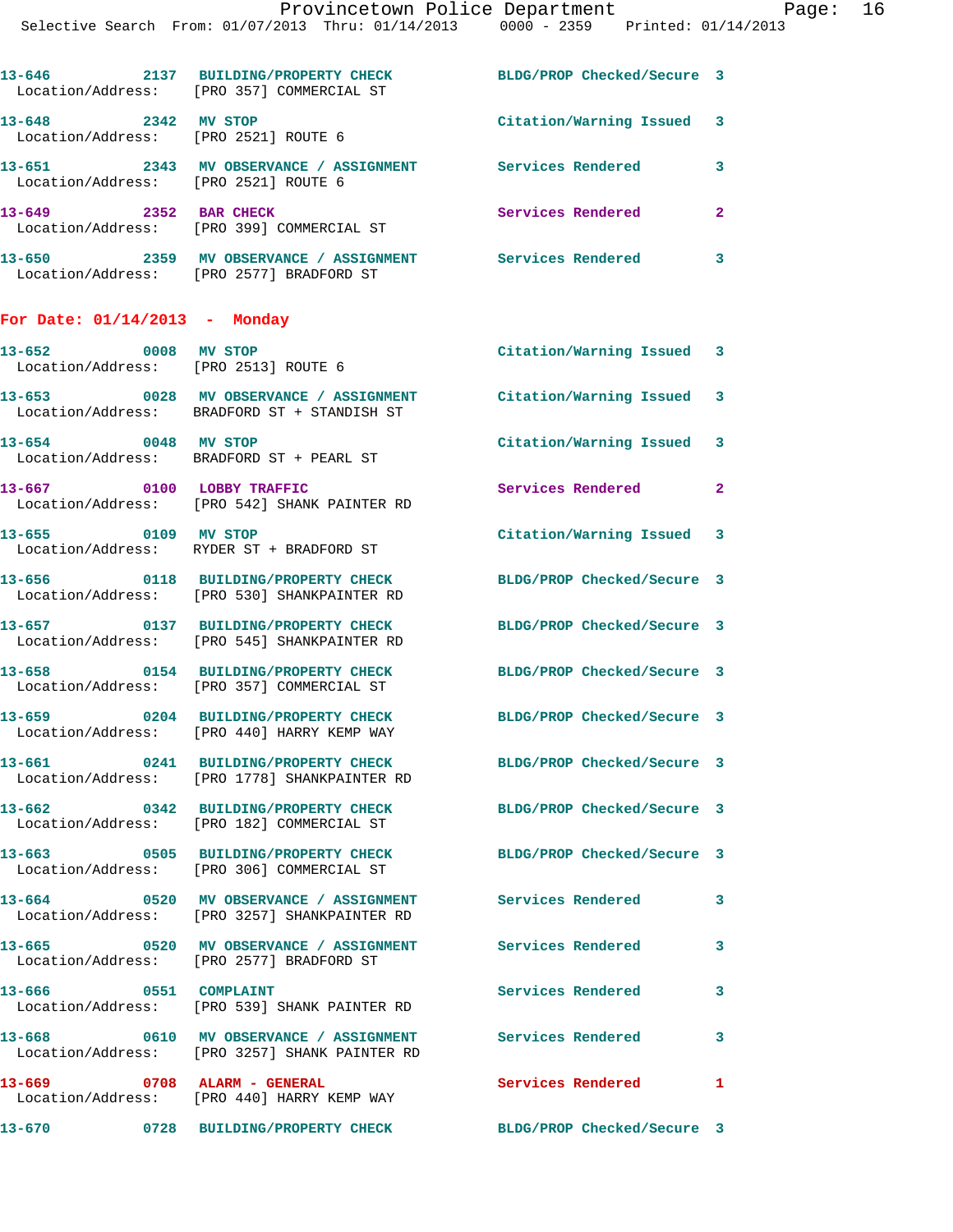13-646 2137 BUILDING/PROPERTY CHECK BLDG/PROP Checked/Secure 3
Location/Address: [PRO 357] COMMERCIAL ST

13-648 2342 MV STOP Citation/Warning Issued 3
Location/Address: [PRO 2521] ROUTE 6

13-651 2343 MV OBSERVANCE / ASSIGNMENT Services Rendered 3
Location/Address: [PRO 2521] ROUTE 6

13-649 2352 BAR CHECK Services Rendered 2
Location/Address: [PRO 399] COMMERCIAL ST

13-650 2359 MV OBSERVANCE / ASSIGNMENT Services Rendered 3
Location/Address: [PRO 2577] BRADFORD ST

## For Date: 01/14/2013 - Monday

13-652 0008 MV STOP Citation/Warning Issued 3
Location/Address: [PRO 2513] ROUTE 6

13-653 0028 MV OBSERVANCE / ASSIGNMENT Citation/Warning Issued 3
Location/Address: BRADFORD ST + STANDISH ST

13-654 0048 MV STOP Citation/Warning Issued 3
Location/Address: BRADFORD ST + PEARL ST

13-667 0100 LOBBY TRAFFIC Services Rendered 2
Location/Address: [PRO 542] SHANK PAINTER RD

13-655 0109 MV STOP Citation/Warning Issued 3
Location/Address: RYDER ST + BRADFORD ST

13-656 0118 BUILDING/PROPERTY CHECK BLDG/PROP Checked/Secure 3
Location/Address: [PRO 530] SHANKPAINTER RD

13-657 0137 BUILDING/PROPERTY CHECK BLDG/PROP Checked/Secure 3
Location/Address: [PRO 545] SHANKPAINTER RD

13-658 0154 BUILDING/PROPERTY CHECK BLDG/PROP Checked/Secure 3
Location/Address: [PRO 357] COMMERCIAL ST

13-659 0204 BUILDING/PROPERTY CHECK BLDG/PROP Checked/Secure 3
Location/Address: [PRO 440] HARRY KEMP WAY

13-661 0241 BUILDING/PROPERTY CHECK BLDG/PROP Checked/Secure 3
Location/Address: [PRO 1778] SHANKPAINTER RD

13-662 0342 BUILDING/PROPERTY CHECK BLDG/PROP Checked/Secure 3
Location/Address: [PRO 182] COMMERCIAL ST

13-663 0505 BUILDING/PROPERTY CHECK BLDG/PROP Checked/Secure 3
Location/Address: [PRO 306] COMMERCIAL ST

13-664 0520 MV OBSERVANCE / ASSIGNMENT Services Rendered 3
Location/Address: [PRO 3257] SHANKPAINTER RD

13-665 0520 MV OBSERVANCE / ASSIGNMENT Services Rendered 3
Location/Address: [PRO 2577] BRADFORD ST

13-666 0551 COMPLAINT Services Rendered 3
Location/Address: [PRO 539] SHANK PAINTER RD

13-668 0610 MV OBSERVANCE / ASSIGNMENT Services Rendered 3
Location/Address: [PRO 3257] SHANK PAINTER RD

13-669 0708 ALARM - GENERAL Services Rendered 1
Location/Address: [PRO 440] HARRY KEMP WAY

13-670 0728 BUILDING/PROPERTY CHECK BLDG/PROP Checked/Secure 3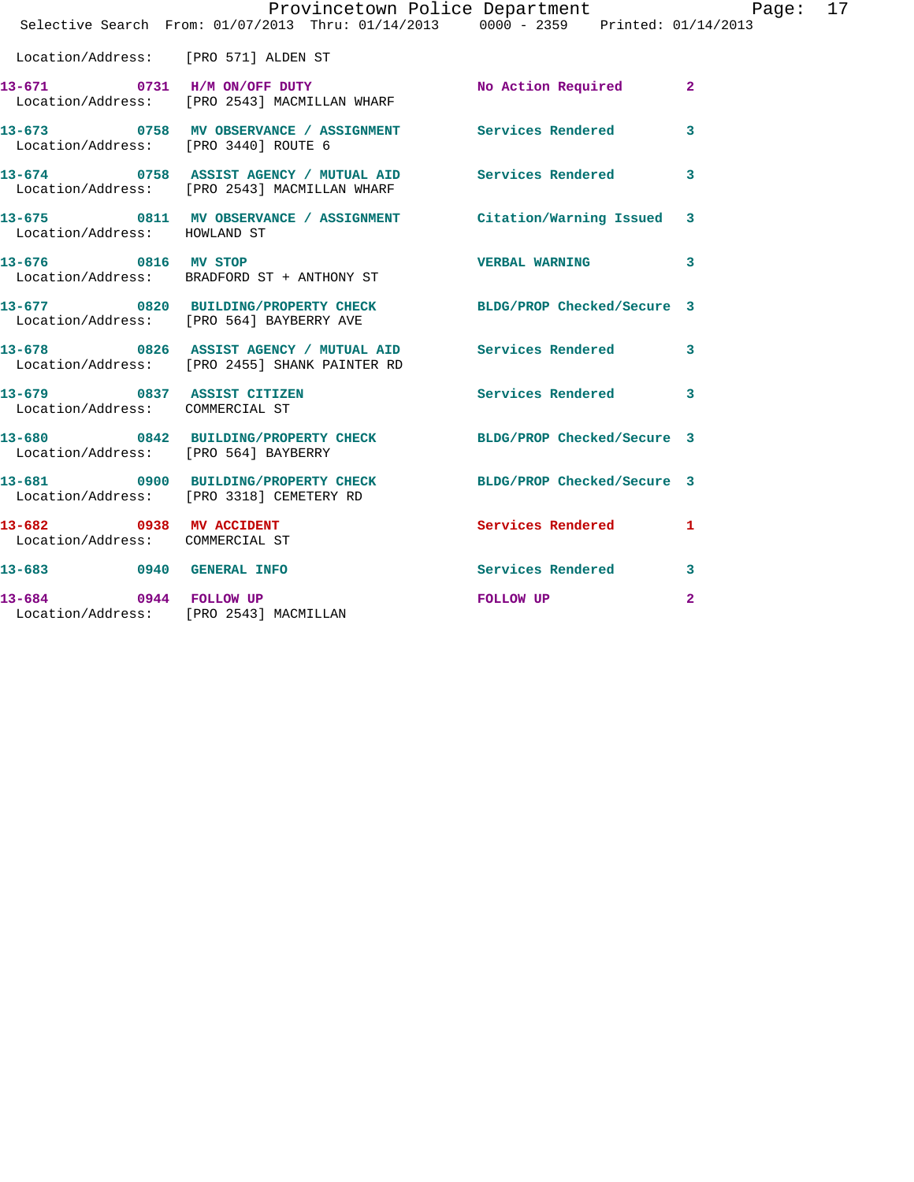Location/Address: [PRO 571] ALDEN ST

| | | | | |
|---|---|---|---|---|
| 13-671 | 0731 | H/M ON/OFF DUTY | No Action Required | 2 |
| Location/Address: [PRO 2543] MACMILLAN WHARF | | | | |
| 13-673 | 0758 | MV OBSERVANCE / ASSIGNMENT | Services Rendered | 3 |
| Location/Address: [PRO 3440] ROUTE 6 | | | | |
| 13-674 | 0758 | ASSIST AGENCY / MUTUAL AID | Services Rendered | 3 |
| Location/Address: [PRO 2543] MACMILLAN WHARF | | | | |
| 13-675 | 0811 | MV OBSERVANCE / ASSIGNMENT | Citation/Warning Issued | 3 |
| Location/Address: HOWLAND ST | | | | |
| 13-676 | 0816 | MV STOP | VERBAL WARNING | 3 |
| Location/Address: BRADFORD ST + ANTHONY ST | | | | |
| 13-677 | 0820 | BUILDING/PROPERTY CHECK | BLDG/PROP Checked/Secure | 3 |
| Location/Address: [PRO 564] BAYBERRY AVE | | | | |
| 13-678 | 0826 | ASSIST AGENCY / MUTUAL AID | Services Rendered | 3 |
| Location/Address: [PRO 2455] SHANK PAINTER RD | | | | |
| 13-679 | 0837 | ASSIST CITIZEN | Services Rendered | 3 |
| Location/Address: COMMERCIAL ST | | | | |
| 13-680 | 0842 | BUILDING/PROPERTY CHECK | BLDG/PROP Checked/Secure | 3 |
| Location/Address: [PRO 564] BAYBERRY | | | | |
| 13-681 | 0900 | BUILDING/PROPERTY CHECK | BLDG/PROP Checked/Secure | 3 |
| Location/Address: [PRO 3318] CEMETERY RD | | | | |
| 13-682 | 0938 | MV ACCIDENT | Services Rendered | 1 |
| Location/Address: COMMERCIAL ST | | | | |
| 13-683 | 0940 | GENERAL INFO | Services Rendered | 3 |
| 13-684 | 0944 | FOLLOW UP | FOLLOW UP | 2 |
| Location/Address: [PRO 2543] MACMILLAN | | | | |